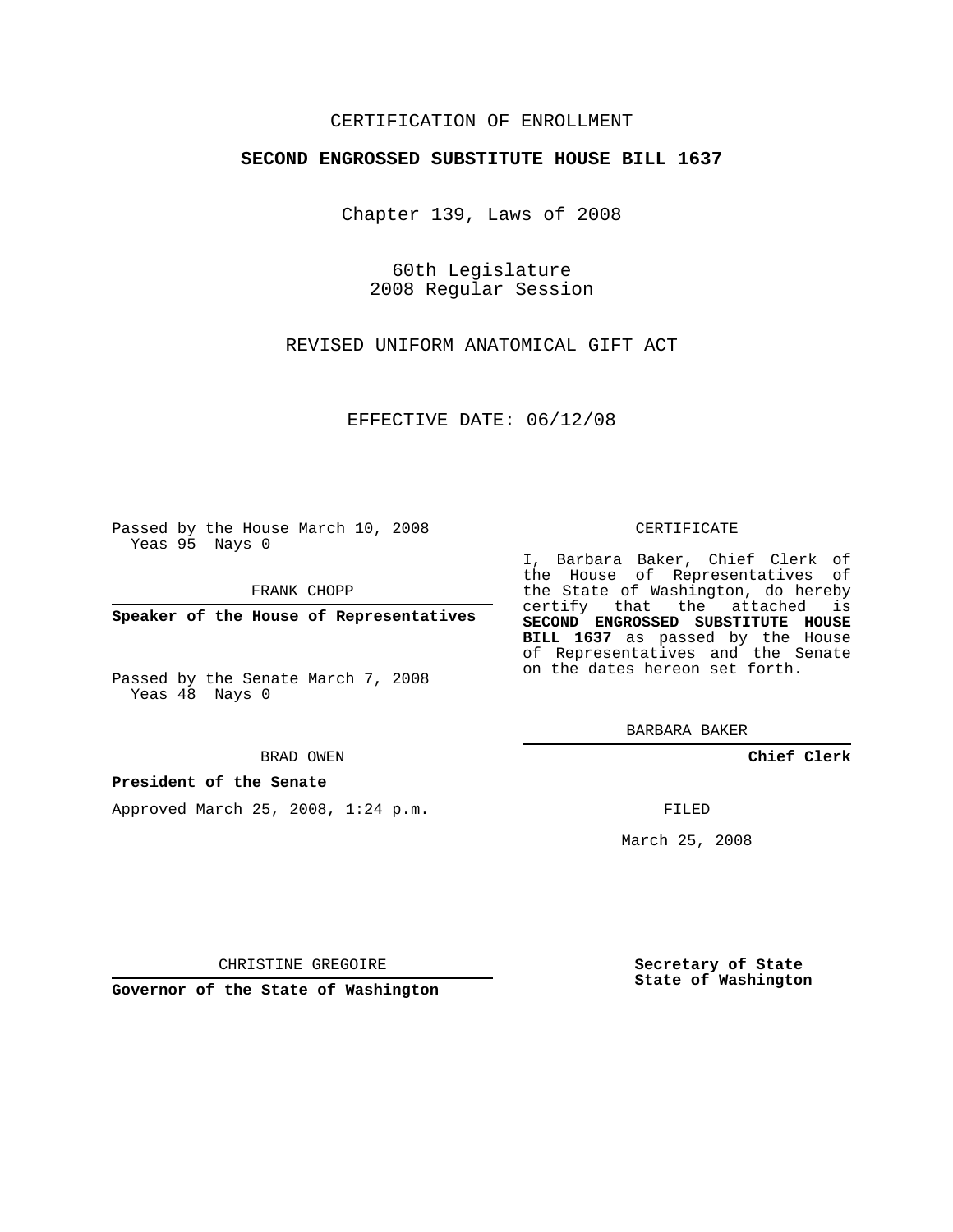CERTIFICATION OF ENROLLMENT

**SECOND ENGROSSED SUBSTITUTE HOUSE BILL 1637**

Chapter 139, Laws of 2008

60th Legislature
2008 Regular Session

REVISED UNIFORM ANATOMICAL GIFT ACT

EFFECTIVE DATE: 06/12/08

Passed by the House March 10, 2008
Yeas 95 Nays 0

FRANK CHOPP

**Speaker of the House of Representatives**

Passed by the Senate March 7, 2008
Yeas 48 Nays 0

BRAD OWEN

**President of the Senate**

Approved March 25, 2008, 1:24 p.m.

CHRISTINE GREGOIRE

**Governor of the State of Washington**

CERTIFICATE

I, Barbara Baker, Chief Clerk of the House of Representatives of the State of Washington, do hereby certify that the attached is **SECOND ENGROSSED SUBSTITUTE HOUSE BILL 1637** as passed by the House of Representatives and the Senate on the dates hereon set forth.

BARBARA BAKER

**Chief Clerk**

FILED

March 25, 2008

**Secretary of State**
**State of Washington**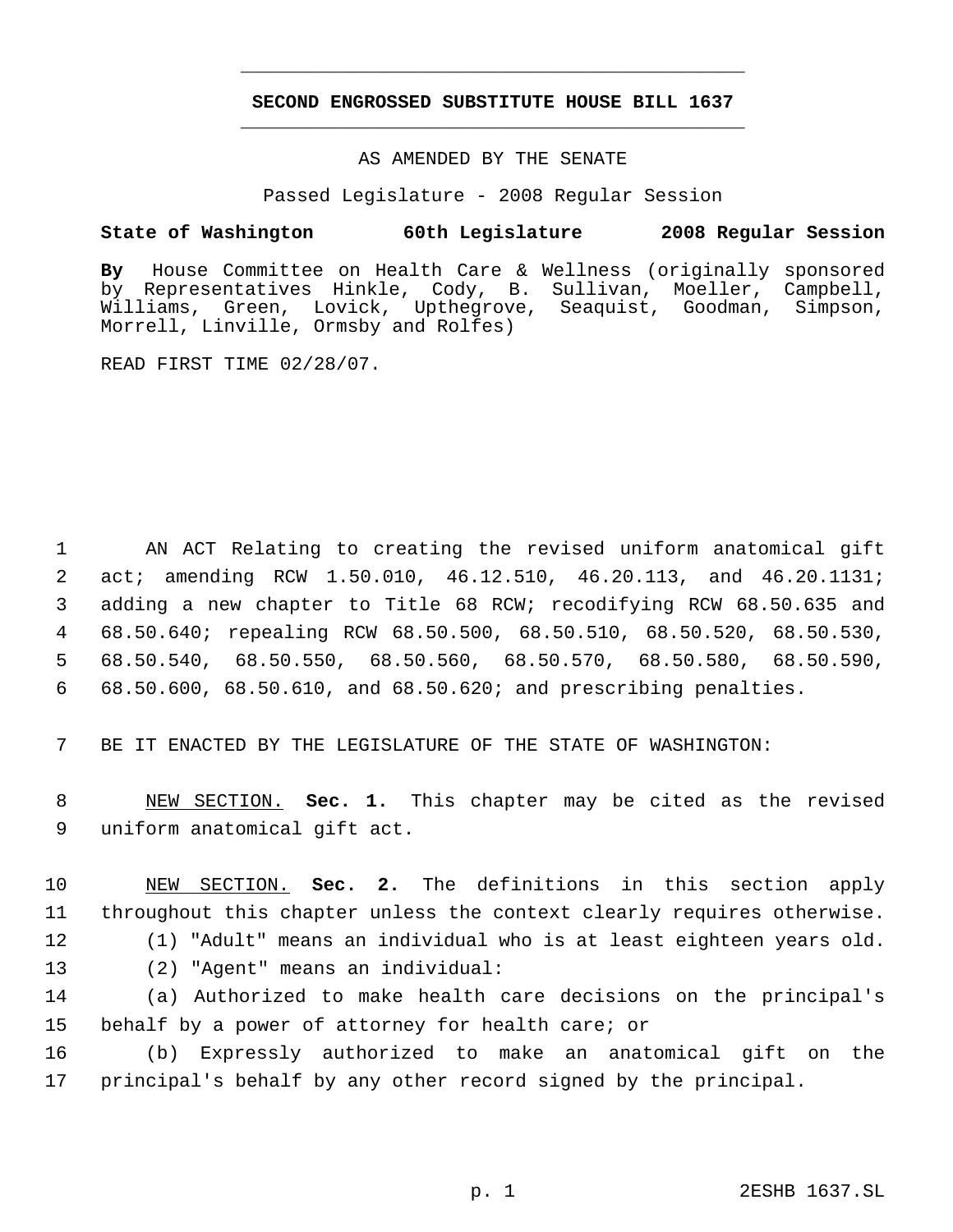# SECOND ENGROSSED SUBSTITUTE HOUSE BILL 1637

AS AMENDED BY THE SENATE

Passed Legislature - 2008 Regular Session

**State of Washington 60th Legislature 2008 Regular Session**

**By** House Committee on Health Care & Wellness (originally sponsored by Representatives Hinkle, Cody, B. Sullivan, Moeller, Campbell, Williams, Green, Lovick, Upthegrove, Seaquist, Goodman, Simpson, Morrell, Linville, Ormsby and Rolfes)

READ FIRST TIME 02/28/07.

AN ACT Relating to creating the revised uniform anatomical gift act; amending RCW 1.50.010, 46.12.510, 46.20.113, and 46.20.1131; adding a new chapter to Title 68 RCW; recodifying RCW 68.50.635 and 68.50.640; repealing RCW 68.50.500, 68.50.510, 68.50.520, 68.50.530, 68.50.540, 68.50.550, 68.50.560, 68.50.570, 68.50.580, 68.50.590, 68.50.600, 68.50.610, and 68.50.620; and prescribing penalties.

BE IT ENACTED BY THE LEGISLATURE OF THE STATE OF WASHINGTON:

NEW SECTION. **Sec. 1.** This chapter may be cited as the revised uniform anatomical gift act.

NEW SECTION. **Sec. 2.** The definitions in this section apply throughout this chapter unless the context clearly requires otherwise.

(1) "Adult" means an individual who is at least eighteen years old.

(2) "Agent" means an individual:

(a) Authorized to make health care decisions on the principal's behalf by a power of attorney for health care; or

(b) Expressly authorized to make an anatomical gift on the principal's behalf by any other record signed by the principal.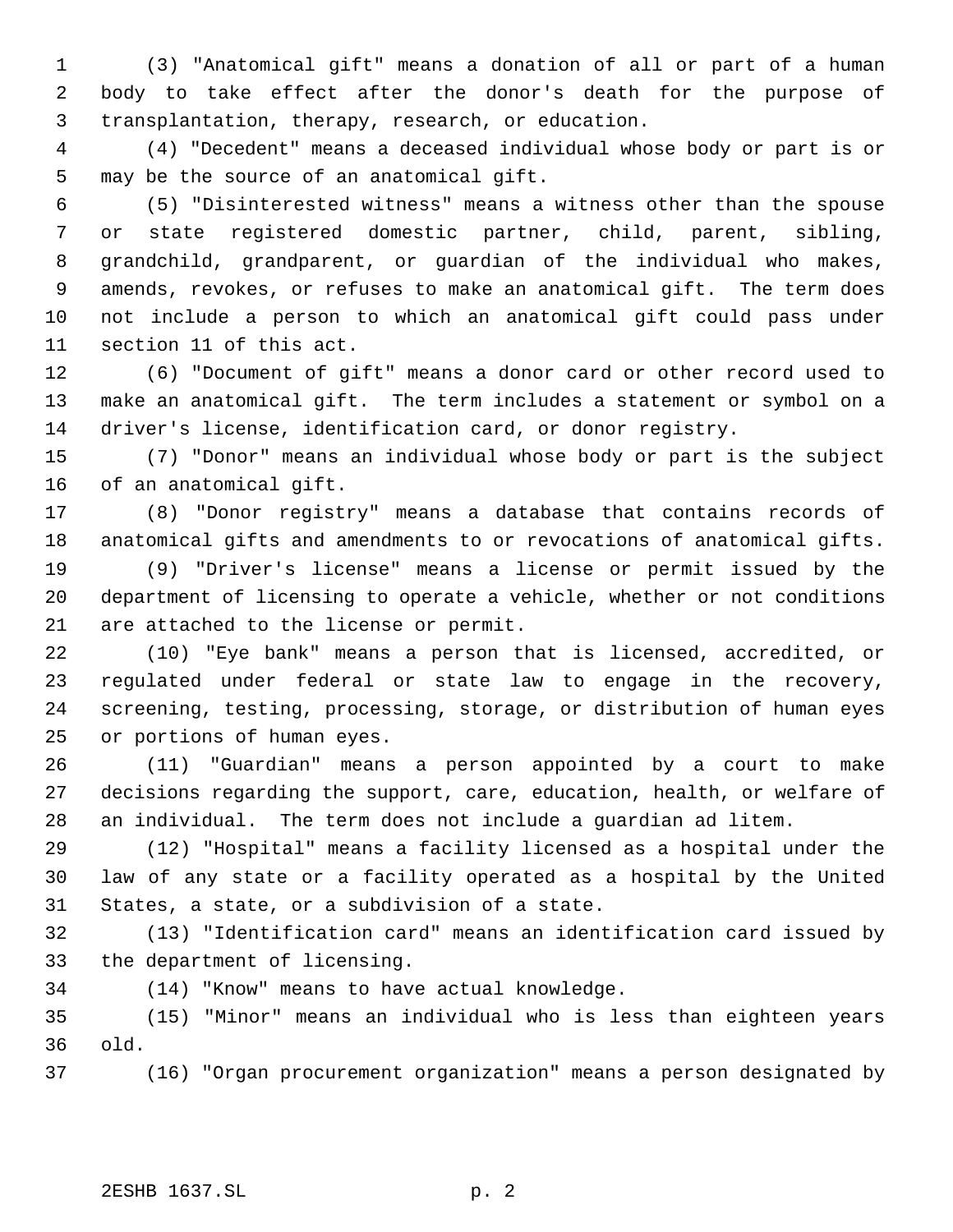(3) "Anatomical gift" means a donation of all or part of a human body to take effect after the donor's death for the purpose of transplantation, therapy, research, or education.

(4) "Decedent" means a deceased individual whose body or part is or may be the source of an anatomical gift.

(5) "Disinterested witness" means a witness other than the spouse or state registered domestic partner, child, parent, sibling, grandchild, grandparent, or guardian of the individual who makes, amends, revokes, or refuses to make an anatomical gift. The term does not include a person to which an anatomical gift could pass under section 11 of this act.

(6) "Document of gift" means a donor card or other record used to make an anatomical gift. The term includes a statement or symbol on a driver's license, identification card, or donor registry.

(7) "Donor" means an individual whose body or part is the subject of an anatomical gift.

(8) "Donor registry" means a database that contains records of anatomical gifts and amendments to or revocations of anatomical gifts.

(9) "Driver's license" means a license or permit issued by the department of licensing to operate a vehicle, whether or not conditions are attached to the license or permit.

(10) "Eye bank" means a person that is licensed, accredited, or regulated under federal or state law to engage in the recovery, screening, testing, processing, storage, or distribution of human eyes or portions of human eyes.

(11) "Guardian" means a person appointed by a court to make decisions regarding the support, care, education, health, or welfare of an individual. The term does not include a guardian ad litem.

(12) "Hospital" means a facility licensed as a hospital under the law of any state or a facility operated as a hospital by the United States, a state, or a subdivision of a state.

(13) "Identification card" means an identification card issued by the department of licensing.

(14) "Know" means to have actual knowledge.

(15) "Minor" means an individual who is less than eighteen years old.

(16) "Organ procurement organization" means a person designated by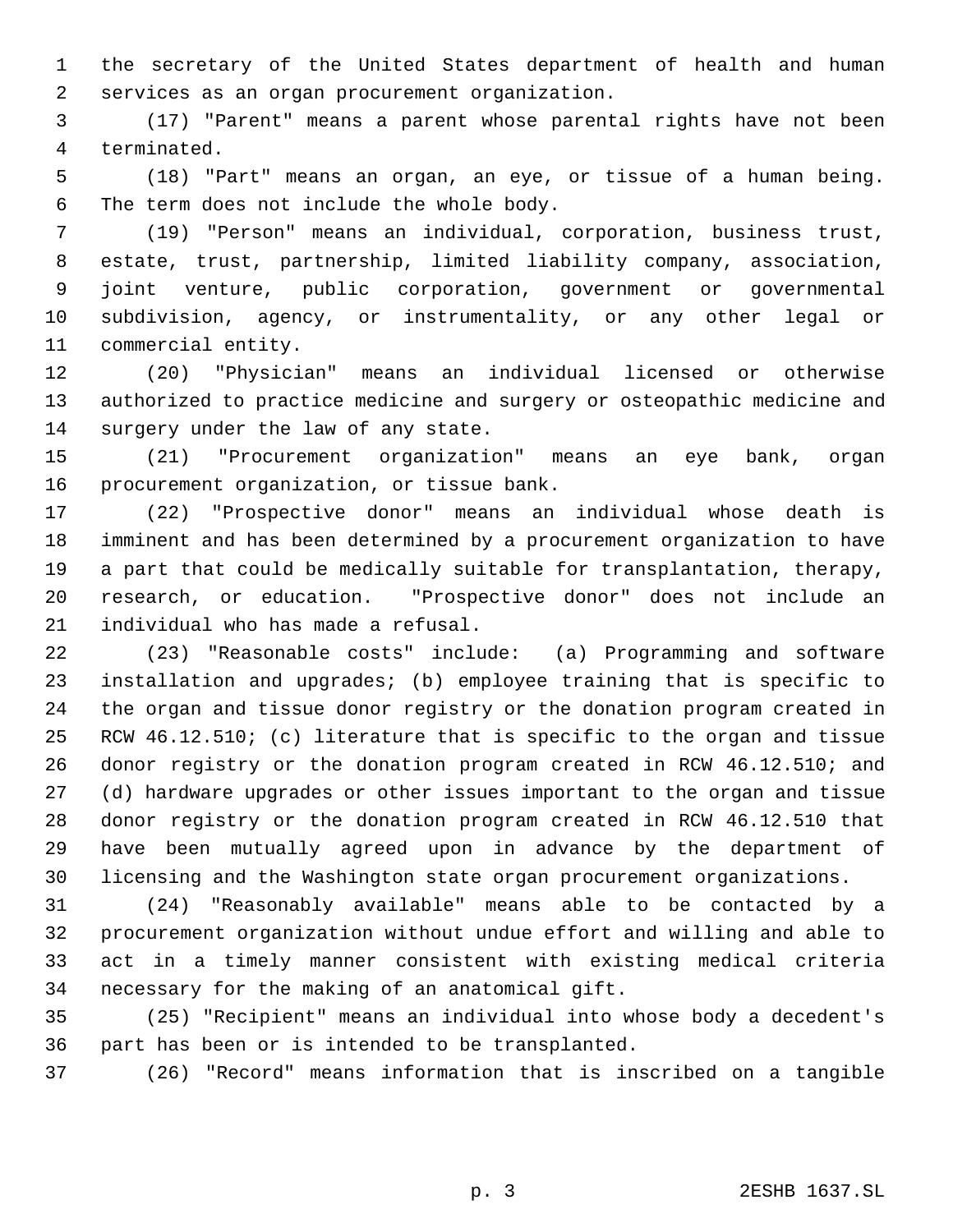the secretary of the United States department of health and human services as an organ procurement organization.

(17) "Parent" means a parent whose parental rights have not been terminated.

(18) "Part" means an organ, an eye, or tissue of a human being. The term does not include the whole body.

(19) "Person" means an individual, corporation, business trust, estate, trust, partnership, limited liability company, association, joint venture, public corporation, government or governmental subdivision, agency, or instrumentality, or any other legal or commercial entity.

(20) "Physician" means an individual licensed or otherwise authorized to practice medicine and surgery or osteopathic medicine and surgery under the law of any state.

(21) "Procurement organization" means an eye bank, organ procurement organization, or tissue bank.

(22) "Prospective donor" means an individual whose death is imminent and has been determined by a procurement organization to have a part that could be medically suitable for transplantation, therapy, research, or education. "Prospective donor" does not include an individual who has made a refusal.

(23) "Reasonable costs" include: (a) Programming and software installation and upgrades; (b) employee training that is specific to the organ and tissue donor registry or the donation program created in RCW 46.12.510; (c) literature that is specific to the organ and tissue donor registry or the donation program created in RCW 46.12.510; and (d) hardware upgrades or other issues important to the organ and tissue donor registry or the donation program created in RCW 46.12.510 that have been mutually agreed upon in advance by the department of licensing and the Washington state organ procurement organizations.

(24) "Reasonably available" means able to be contacted by a procurement organization without undue effort and willing and able to act in a timely manner consistent with existing medical criteria necessary for the making of an anatomical gift.

(25) "Recipient" means an individual into whose body a decedent's part has been or is intended to be transplanted.

(26) "Record" means information that is inscribed on a tangible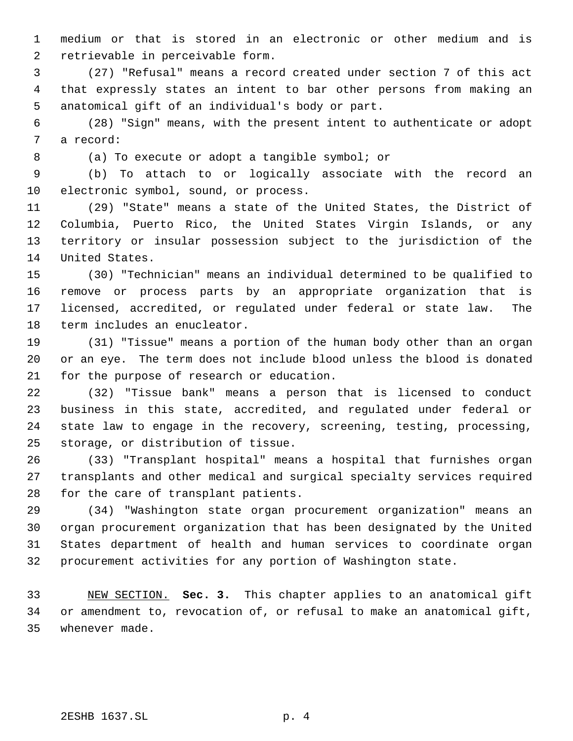medium or that is stored in an electronic or other medium and is retrievable in perceivable form.

(27) "Refusal" means a record created under section 7 of this act that expressly states an intent to bar other persons from making an anatomical gift of an individual's body or part.

(28) "Sign" means, with the present intent to authenticate or adopt a record:

(a) To execute or adopt a tangible symbol; or

(b) To attach to or logically associate with the record an electronic symbol, sound, or process.

(29) "State" means a state of the United States, the District of Columbia, Puerto Rico, the United States Virgin Islands, or any territory or insular possession subject to the jurisdiction of the United States.

(30) "Technician" means an individual determined to be qualified to remove or process parts by an appropriate organization that is licensed, accredited, or regulated under federal or state law. The term includes an enucleator.

(31) "Tissue" means a portion of the human body other than an organ or an eye. The term does not include blood unless the blood is donated for the purpose of research or education.

(32) "Tissue bank" means a person that is licensed to conduct business in this state, accredited, and regulated under federal or state law to engage in the recovery, screening, testing, processing, storage, or distribution of tissue.

(33) "Transplant hospital" means a hospital that furnishes organ transplants and other medical and surgical specialty services required for the care of transplant patients.

(34) "Washington state organ procurement organization" means an organ procurement organization that has been designated by the United States department of health and human services to coordinate organ procurement activities for any portion of Washington state.

NEW SECTION. **Sec. 3.** This chapter applies to an anatomical gift or amendment to, revocation of, or refusal to make an anatomical gift, whenever made.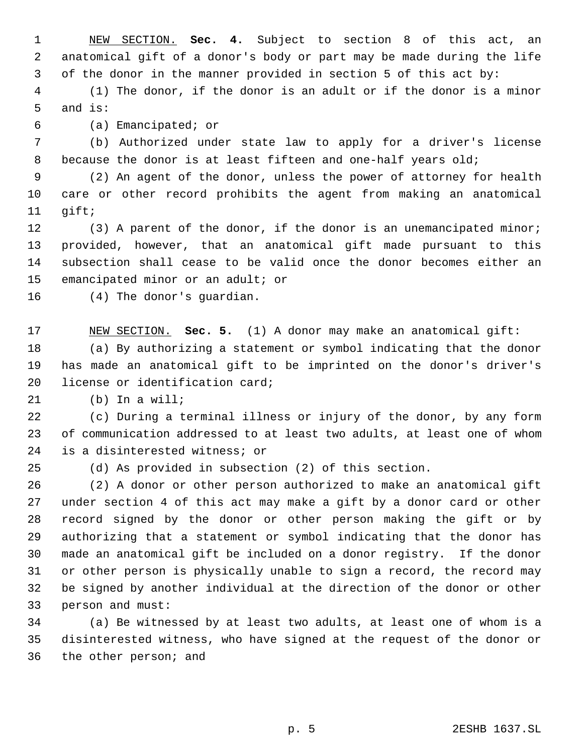NEW SECTION. **Sec. 4.** Subject to section 8 of this act, an anatomical gift of a donor's body or part may be made during the life of the donor in the manner provided in section 5 of this act by:

(1) The donor, if the donor is an adult or if the donor is a minor and is:

(a) Emancipated; or

(b) Authorized under state law to apply for a driver's license because the donor is at least fifteen and one-half years old;

(2) An agent of the donor, unless the power of attorney for health care or other record prohibits the agent from making an anatomical gift;

(3) A parent of the donor, if the donor is an unemancipated minor; provided, however, that an anatomical gift made pursuant to this subsection shall cease to be valid once the donor becomes either an emancipated minor or an adult; or

(4) The donor's guardian.

NEW SECTION. **Sec. 5.** (1) A donor may make an anatomical gift:

(a) By authorizing a statement or symbol indicating that the donor has made an anatomical gift to be imprinted on the donor's driver's license or identification card;

(b) In a will;

(c) During a terminal illness or injury of the donor, by any form of communication addressed to at least two adults, at least one of whom is a disinterested witness; or

(d) As provided in subsection (2) of this section.

(2) A donor or other person authorized to make an anatomical gift under section 4 of this act may make a gift by a donor card or other record signed by the donor or other person making the gift or by authorizing that a statement or symbol indicating that the donor has made an anatomical gift be included on a donor registry. If the donor or other person is physically unable to sign a record, the record may be signed by another individual at the direction of the donor or other person and must:

(a) Be witnessed by at least two adults, at least one of whom is a disinterested witness, who have signed at the request of the donor or the other person; and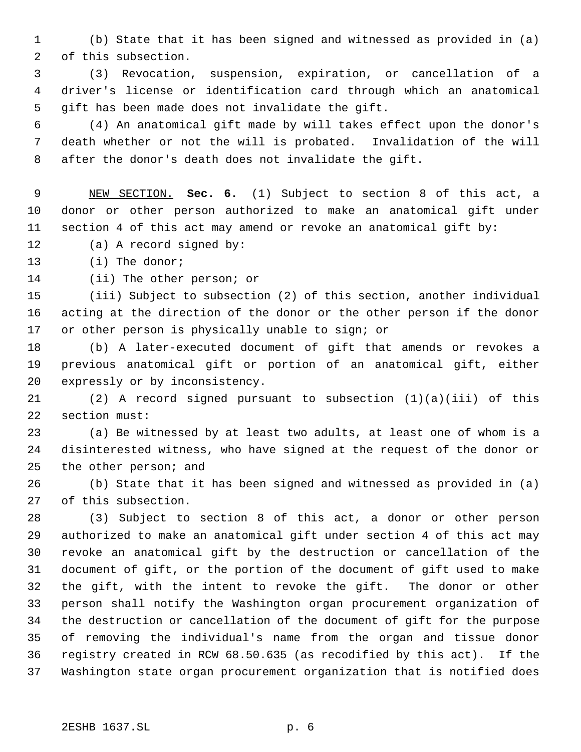(b) State that it has been signed and witnessed as provided in (a) of this subsection.

(3) Revocation, suspension, expiration, or cancellation of a driver's license or identification card through which an anatomical gift has been made does not invalidate the gift.

(4) An anatomical gift made by will takes effect upon the donor's death whether or not the will is probated. Invalidation of the will after the donor's death does not invalidate the gift.

NEW SECTION. **Sec. 6.** (1) Subject to section 8 of this act, a donor or other person authorized to make an anatomical gift under section 4 of this act may amend or revoke an anatomical gift by:

(a) A record signed by:

(i) The donor;

(ii) The other person; or

(iii) Subject to subsection (2) of this section, another individual acting at the direction of the donor or the other person if the donor or other person is physically unable to sign; or

(b) A later-executed document of gift that amends or revokes a previous anatomical gift or portion of an anatomical gift, either expressly or by inconsistency.

(2) A record signed pursuant to subsection (1)(a)(iii) of this section must:

(a) Be witnessed by at least two adults, at least one of whom is a disinterested witness, who have signed at the request of the donor or the other person; and

(b) State that it has been signed and witnessed as provided in (a) of this subsection.

(3) Subject to section 8 of this act, a donor or other person authorized to make an anatomical gift under section 4 of this act may revoke an anatomical gift by the destruction or cancellation of the document of gift, or the portion of the document of gift used to make the gift, with the intent to revoke the gift. The donor or other person shall notify the Washington organ procurement organization of the destruction or cancellation of the document of gift for the purpose of removing the individual's name from the organ and tissue donor registry created in RCW 68.50.635 (as recodified by this act). If the Washington state organ procurement organization that is notified does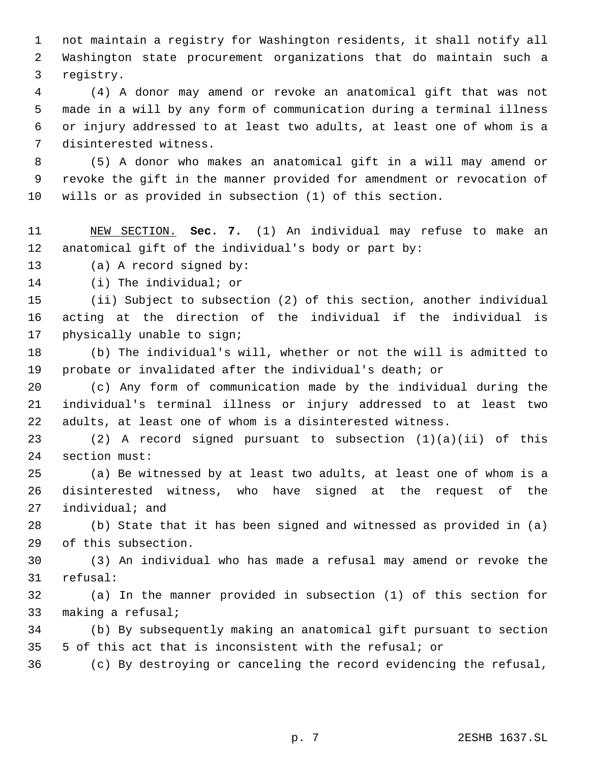not maintain a registry for Washington residents, it shall notify all Washington state procurement organizations that do maintain such a registry.

(4) A donor may amend or revoke an anatomical gift that was not made in a will by any form of communication during a terminal illness or injury addressed to at least two adults, at least one of whom is a disinterested witness.

(5) A donor who makes an anatomical gift in a will may amend or revoke the gift in the manner provided for amendment or revocation of wills or as provided in subsection (1) of this section.

NEW SECTION. **Sec. 7.** (1) An individual may refuse to make an anatomical gift of the individual's body or part by:

(a) A record signed by:

(i) The individual; or

(ii) Subject to subsection (2) of this section, another individual acting at the direction of the individual if the individual is physically unable to sign;

(b) The individual's will, whether or not the will is admitted to probate or invalidated after the individual's death; or

(c) Any form of communication made by the individual during the individual's terminal illness or injury addressed to at least two adults, at least one of whom is a disinterested witness.

(2) A record signed pursuant to subsection (1)(a)(ii) of this section must:

(a) Be witnessed by at least two adults, at least one of whom is a disinterested witness, who have signed at the request of the individual; and

(b) State that it has been signed and witnessed as provided in (a) of this subsection.

(3) An individual who has made a refusal may amend or revoke the refusal:

(a) In the manner provided in subsection (1) of this section for making a refusal;

(b) By subsequently making an anatomical gift pursuant to section 5 of this act that is inconsistent with the refusal; or

(c) By destroying or canceling the record evidencing the refusal,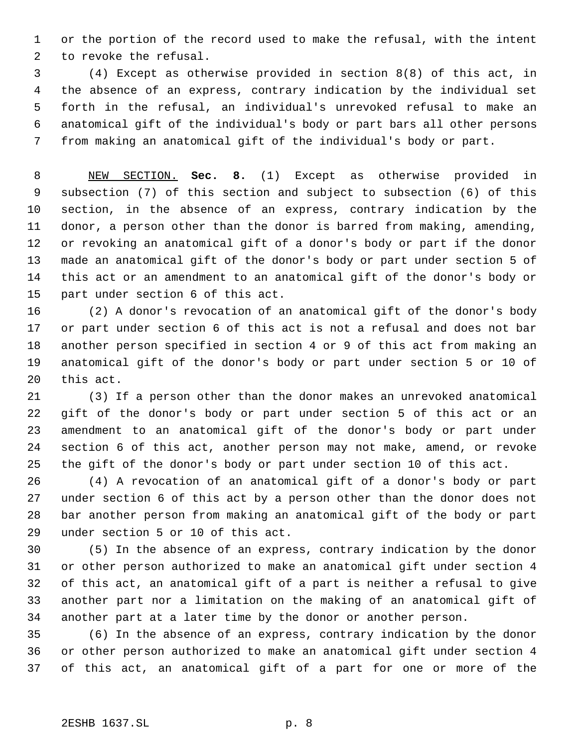or the portion of the record used to make the refusal, with the intent to revoke the refusal.

(4) Except as otherwise provided in section 8(8) of this act, in the absence of an express, contrary indication by the individual set forth in the refusal, an individual's unrevoked refusal to make an anatomical gift of the individual's body or part bars all other persons from making an anatomical gift of the individual's body or part.

NEW SECTION. **Sec. 8.** (1) Except as otherwise provided in subsection (7) of this section and subject to subsection (6) of this section, in the absence of an express, contrary indication by the donor, a person other than the donor is barred from making, amending, or revoking an anatomical gift of a donor's body or part if the donor made an anatomical gift of the donor's body or part under section 5 of this act or an amendment to an anatomical gift of the donor's body or part under section 6 of this act.

(2) A donor's revocation of an anatomical gift of the donor's body or part under section 6 of this act is not a refusal and does not bar another person specified in section 4 or 9 of this act from making an anatomical gift of the donor's body or part under section 5 or 10 of this act.

(3) If a person other than the donor makes an unrevoked anatomical gift of the donor's body or part under section 5 of this act or an amendment to an anatomical gift of the donor's body or part under section 6 of this act, another person may not make, amend, or revoke the gift of the donor's body or part under section 10 of this act.

(4) A revocation of an anatomical gift of a donor's body or part under section 6 of this act by a person other than the donor does not bar another person from making an anatomical gift of the body or part under section 5 or 10 of this act.

(5) In the absence of an express, contrary indication by the donor or other person authorized to make an anatomical gift under section 4 of this act, an anatomical gift of a part is neither a refusal to give another part nor a limitation on the making of an anatomical gift of another part at a later time by the donor or another person.

(6) In the absence of an express, contrary indication by the donor or other person authorized to make an anatomical gift under section 4 of this act, an anatomical gift of a part for one or more of the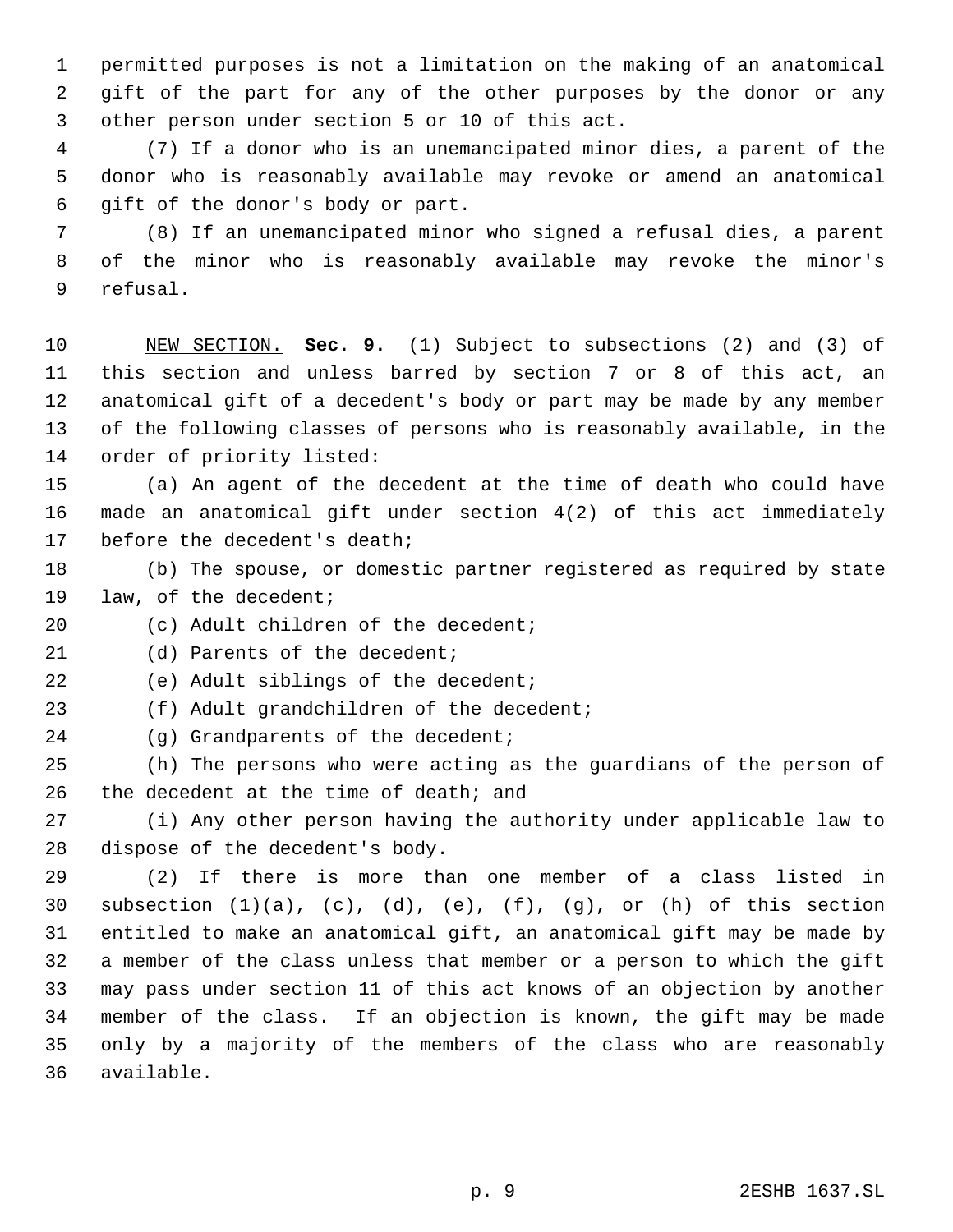permitted purposes is not a limitation on the making of an anatomical gift of the part for any of the other purposes by the donor or any other person under section 5 or 10 of this act.

(7) If a donor who is an unemancipated minor dies, a parent of the donor who is reasonably available may revoke or amend an anatomical gift of the donor's body or part.

(8) If an unemancipated minor who signed a refusal dies, a parent of the minor who is reasonably available may revoke the minor's refusal.

NEW SECTION. **Sec. 9.** (1) Subject to subsections (2) and (3) of this section and unless barred by section 7 or 8 of this act, an anatomical gift of a decedent's body or part may be made by any member of the following classes of persons who is reasonably available, in the order of priority listed:

(a) An agent of the decedent at the time of death who could have made an anatomical gift under section 4(2) of this act immediately before the decedent's death;

(b) The spouse, or domestic partner registered as required by state law, of the decedent;

(c) Adult children of the decedent;

(d) Parents of the decedent;

(e) Adult siblings of the decedent;

(f) Adult grandchildren of the decedent;

(g) Grandparents of the decedent;

(h) The persons who were acting as the guardians of the person of the decedent at the time of death; and

(i) Any other person having the authority under applicable law to dispose of the decedent's body.

(2) If there is more than one member of a class listed in subsection (1)(a), (c), (d), (e), (f), (g), or (h) of this section entitled to make an anatomical gift, an anatomical gift may be made by a member of the class unless that member or a person to which the gift may pass under section 11 of this act knows of an objection by another member of the class. If an objection is known, the gift may be made only by a majority of the members of the class who are reasonably available.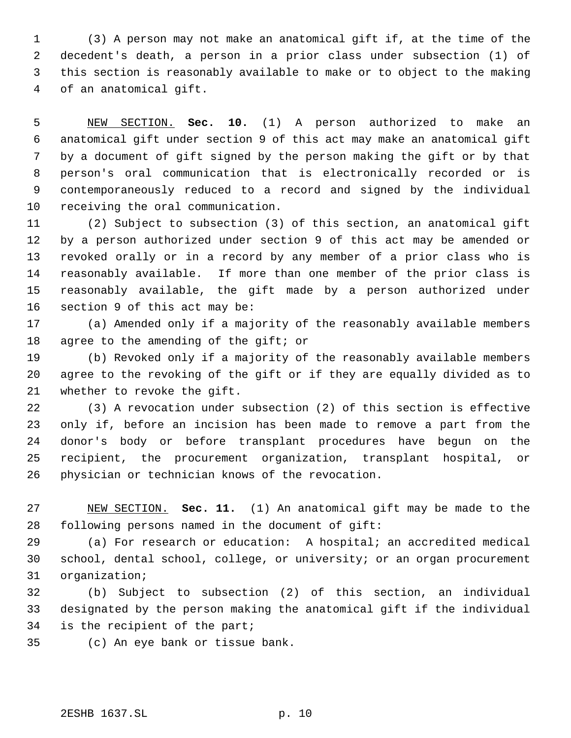(3) A person may not make an anatomical gift if, at the time of the decedent's death, a person in a prior class under subsection (1) of this section is reasonably available to make or to object to the making of an anatomical gift.

NEW SECTION. **Sec. 10.** (1) A person authorized to make an anatomical gift under section 9 of this act may make an anatomical gift by a document of gift signed by the person making the gift or by that person's oral communication that is electronically recorded or is contemporaneously reduced to a record and signed by the individual receiving the oral communication.

(2) Subject to subsection (3) of this section, an anatomical gift by a person authorized under section 9 of this act may be amended or revoked orally or in a record by any member of a prior class who is reasonably available. If more than one member of the prior class is reasonably available, the gift made by a person authorized under section 9 of this act may be:

(a) Amended only if a majority of the reasonably available members agree to the amending of the gift; or

(b) Revoked only if a majority of the reasonably available members agree to the revoking of the gift or if they are equally divided as to whether to revoke the gift.

(3) A revocation under subsection (2) of this section is effective only if, before an incision has been made to remove a part from the donor's body or before transplant procedures have begun on the recipient, the procurement organization, transplant hospital, or physician or technician knows of the revocation.

NEW SECTION. **Sec. 11.** (1) An anatomical gift may be made to the following persons named in the document of gift:

(a) For research or education: A hospital; an accredited medical school, dental school, college, or university; or an organ procurement organization;

(b) Subject to subsection (2) of this section, an individual designated by the person making the anatomical gift if the individual is the recipient of the part;

(c) An eye bank or tissue bank.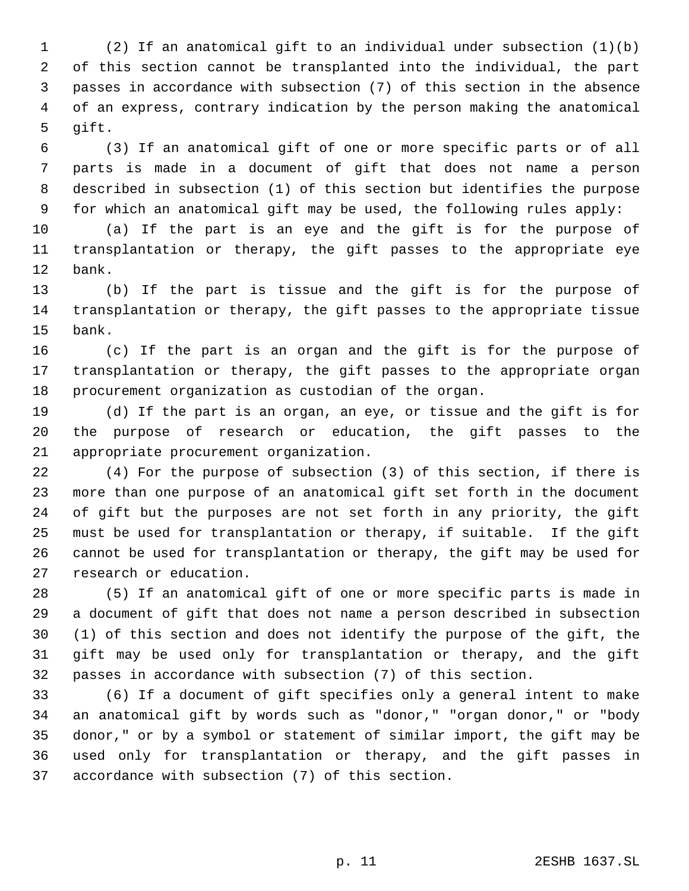(2) If an anatomical gift to an individual under subsection (1)(b) of this section cannot be transplanted into the individual, the part passes in accordance with subsection (7) of this section in the absence of an express, contrary indication by the person making the anatomical gift.

(3) If an anatomical gift of one or more specific parts or of all parts is made in a document of gift that does not name a person described in subsection (1) of this section but identifies the purpose for which an anatomical gift may be used, the following rules apply:

(a) If the part is an eye and the gift is for the purpose of transplantation or therapy, the gift passes to the appropriate eye bank.

(b) If the part is tissue and the gift is for the purpose of transplantation or therapy, the gift passes to the appropriate tissue bank.

(c) If the part is an organ and the gift is for the purpose of transplantation or therapy, the gift passes to the appropriate organ procurement organization as custodian of the organ.

(d) If the part is an organ, an eye, or tissue and the gift is for the purpose of research or education, the gift passes to the appropriate procurement organization.

(4) For the purpose of subsection (3) of this section, if there is more than one purpose of an anatomical gift set forth in the document of gift but the purposes are not set forth in any priority, the gift must be used for transplantation or therapy, if suitable. If the gift cannot be used for transplantation or therapy, the gift may be used for research or education.

(5) If an anatomical gift of one or more specific parts is made in a document of gift that does not name a person described in subsection (1) of this section and does not identify the purpose of the gift, the gift may be used only for transplantation or therapy, and the gift passes in accordance with subsection (7) of this section.

(6) If a document of gift specifies only a general intent to make an anatomical gift by words such as "donor," "organ donor," or "body donor," or by a symbol or statement of similar import, the gift may be used only for transplantation or therapy, and the gift passes in accordance with subsection (7) of this section.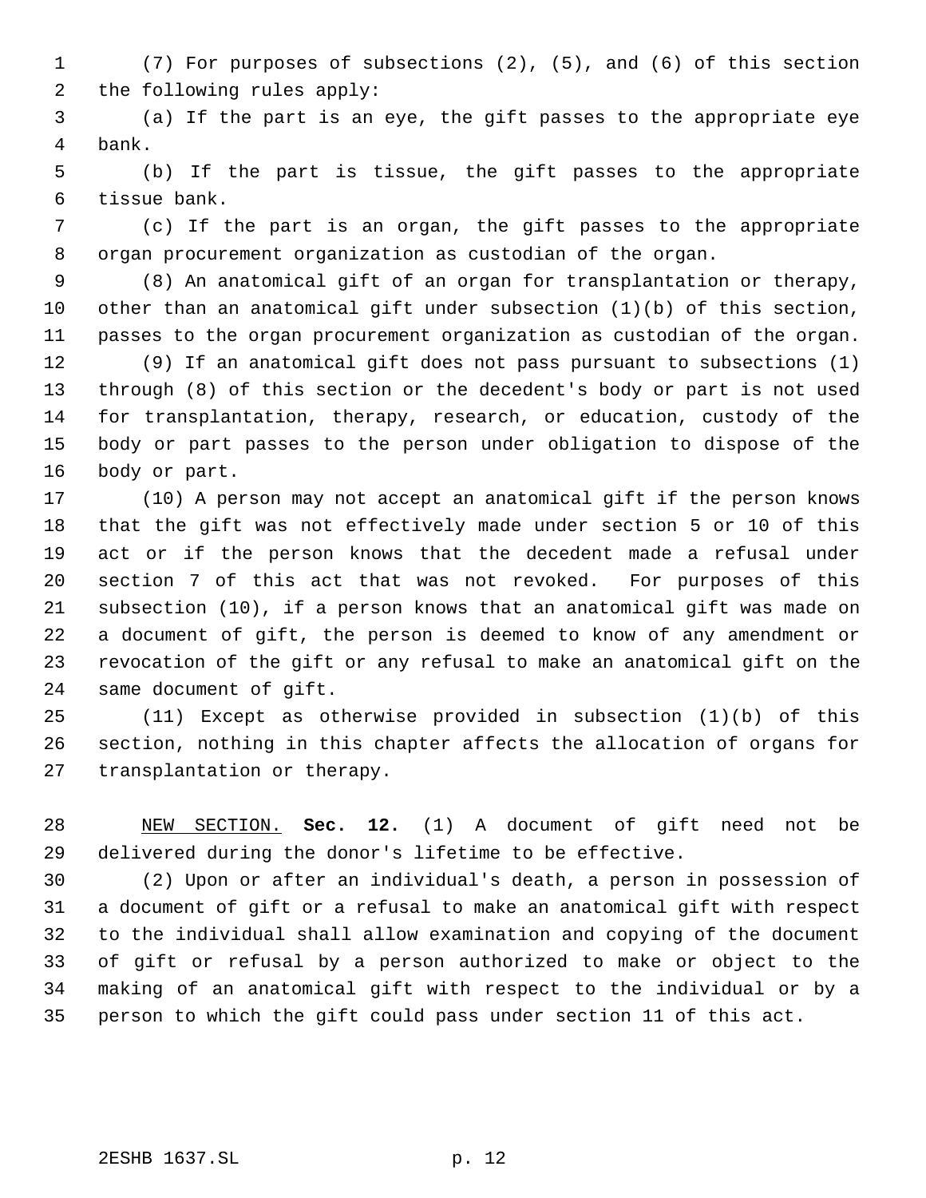(7) For purposes of subsections (2), (5), and (6) of this section the following rules apply:

(a) If the part is an eye, the gift passes to the appropriate eye bank.

(b) If the part is tissue, the gift passes to the appropriate tissue bank.

(c) If the part is an organ, the gift passes to the appropriate organ procurement organization as custodian of the organ.

(8) An anatomical gift of an organ for transplantation or therapy, other than an anatomical gift under subsection (1)(b) of this section, passes to the organ procurement organization as custodian of the organ.

(9) If an anatomical gift does not pass pursuant to subsections (1) through (8) of this section or the decedent's body or part is not used for transplantation, therapy, research, or education, custody of the body or part passes to the person under obligation to dispose of the body or part.

(10) A person may not accept an anatomical gift if the person knows that the gift was not effectively made under section 5 or 10 of this act or if the person knows that the decedent made a refusal under section 7 of this act that was not revoked. For purposes of this subsection (10), if a person knows that an anatomical gift was made on a document of gift, the person is deemed to know of any amendment or revocation of the gift or any refusal to make an anatomical gift on the same document of gift.

(11) Except as otherwise provided in subsection (1)(b) of this section, nothing in this chapter affects the allocation of organs for transplantation or therapy.

NEW SECTION. **Sec. 12.** (1) A document of gift need not be delivered during the donor's lifetime to be effective.

(2) Upon or after an individual's death, a person in possession of a document of gift or a refusal to make an anatomical gift with respect to the individual shall allow examination and copying of the document of gift or refusal by a person authorized to make or object to the making of an anatomical gift with respect to the individual or by a person to which the gift could pass under section 11 of this act.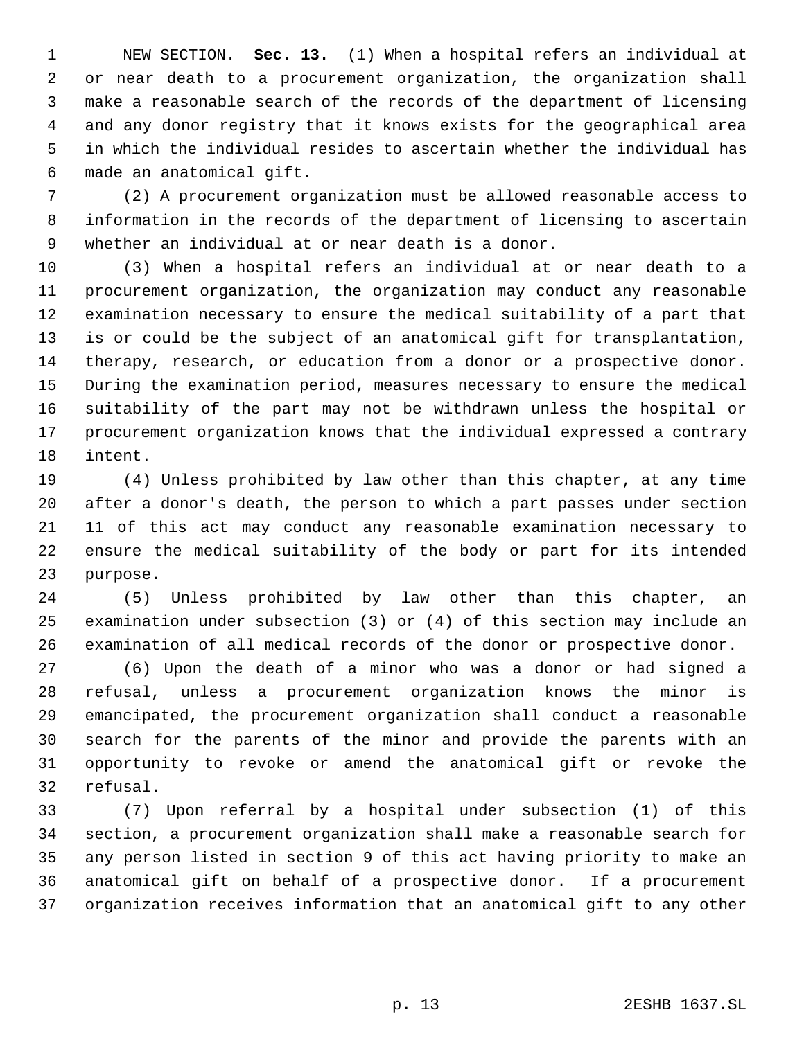NEW SECTION. **Sec. 13.** (1) When a hospital refers an individual at or near death to a procurement organization, the organization shall make a reasonable search of the records of the department of licensing and any donor registry that it knows exists for the geographical area in which the individual resides to ascertain whether the individual has made an anatomical gift.

(2) A procurement organization must be allowed reasonable access to information in the records of the department of licensing to ascertain whether an individual at or near death is a donor.

(3) When a hospital refers an individual at or near death to a procurement organization, the organization may conduct any reasonable examination necessary to ensure the medical suitability of a part that is or could be the subject of an anatomical gift for transplantation, therapy, research, or education from a donor or a prospective donor. During the examination period, measures necessary to ensure the medical suitability of the part may not be withdrawn unless the hospital or procurement organization knows that the individual expressed a contrary intent.

(4) Unless prohibited by law other than this chapter, at any time after a donor's death, the person to which a part passes under section 11 of this act may conduct any reasonable examination necessary to ensure the medical suitability of the body or part for its intended purpose.

(5) Unless prohibited by law other than this chapter, an examination under subsection (3) or (4) of this section may include an examination of all medical records of the donor or prospective donor.

(6) Upon the death of a minor who was a donor or had signed a refusal, unless a procurement organization knows the minor is emancipated, the procurement organization shall conduct a reasonable search for the parents of the minor and provide the parents with an opportunity to revoke or amend the anatomical gift or revoke the refusal.

(7) Upon referral by a hospital under subsection (1) of this section, a procurement organization shall make a reasonable search for any person listed in section 9 of this act having priority to make an anatomical gift on behalf of a prospective donor. If a procurement organization receives information that an anatomical gift to any other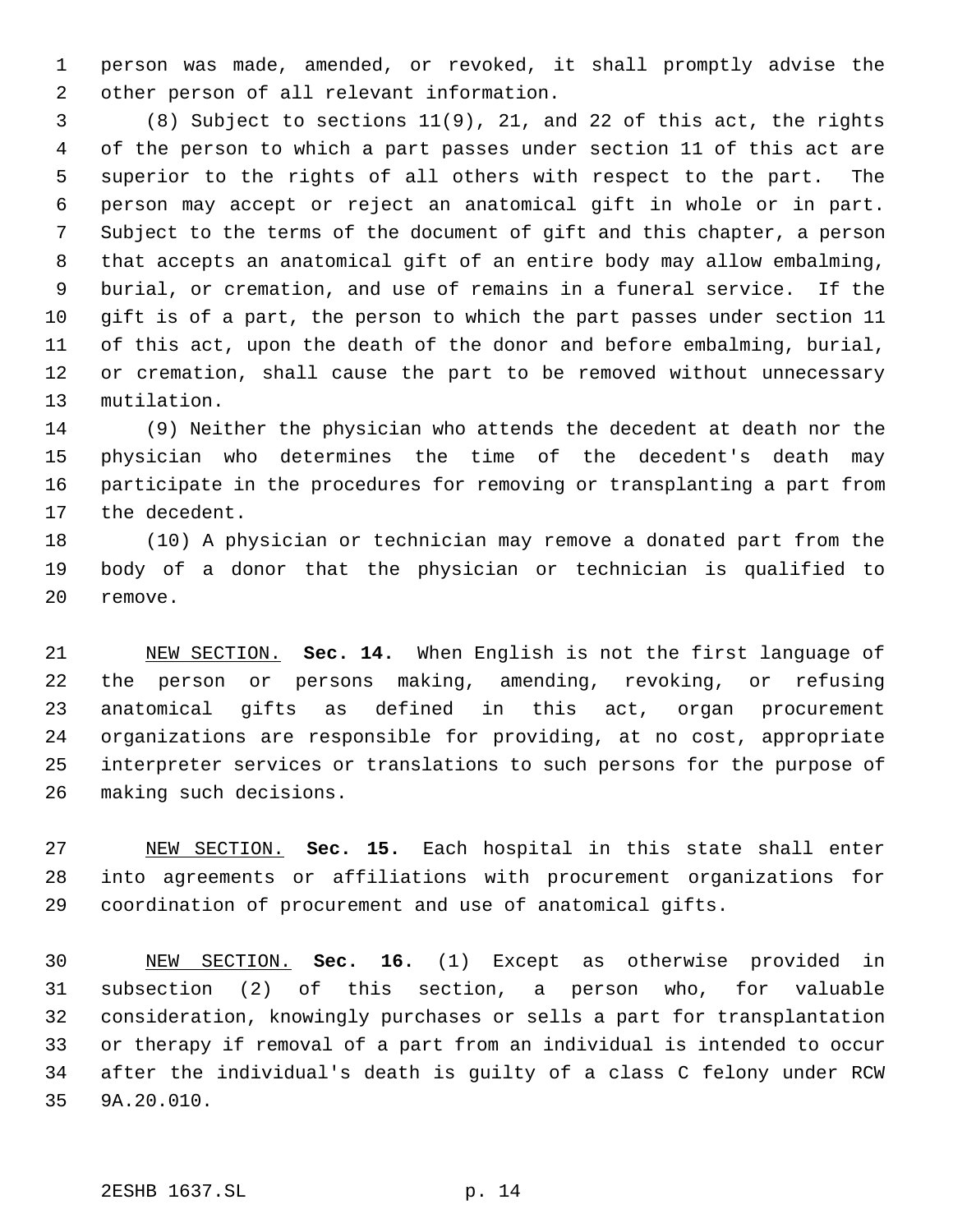person was made, amended, or revoked, it shall promptly advise the other person of all relevant information.

(8) Subject to sections 11(9), 21, and 22 of this act, the rights of the person to which a part passes under section 11 of this act are superior to the rights of all others with respect to the part. The person may accept or reject an anatomical gift in whole or in part. Subject to the terms of the document of gift and this chapter, a person that accepts an anatomical gift of an entire body may allow embalming, burial, or cremation, and use of remains in a funeral service. If the gift is of a part, the person to which the part passes under section 11 of this act, upon the death of the donor and before embalming, burial, or cremation, shall cause the part to be removed without unnecessary mutilation.

(9) Neither the physician who attends the decedent at death nor the physician who determines the time of the decedent's death may participate in the procedures for removing or transplanting a part from the decedent.

(10) A physician or technician may remove a donated part from the body of a donor that the physician or technician is qualified to remove.

NEW SECTION. **Sec. 14.** When English is not the first language of the person or persons making, amending, revoking, or refusing anatomical gifts as defined in this act, organ procurement organizations are responsible for providing, at no cost, appropriate interpreter services or translations to such persons for the purpose of making such decisions.

NEW SECTION. **Sec. 15.** Each hospital in this state shall enter into agreements or affiliations with procurement organizations for coordination of procurement and use of anatomical gifts.

NEW SECTION. **Sec. 16.** (1) Except as otherwise provided in subsection (2) of this section, a person who, for valuable consideration, knowingly purchases or sells a part for transplantation or therapy if removal of a part from an individual is intended to occur after the individual's death is guilty of a class C felony under RCW 9A.20.010.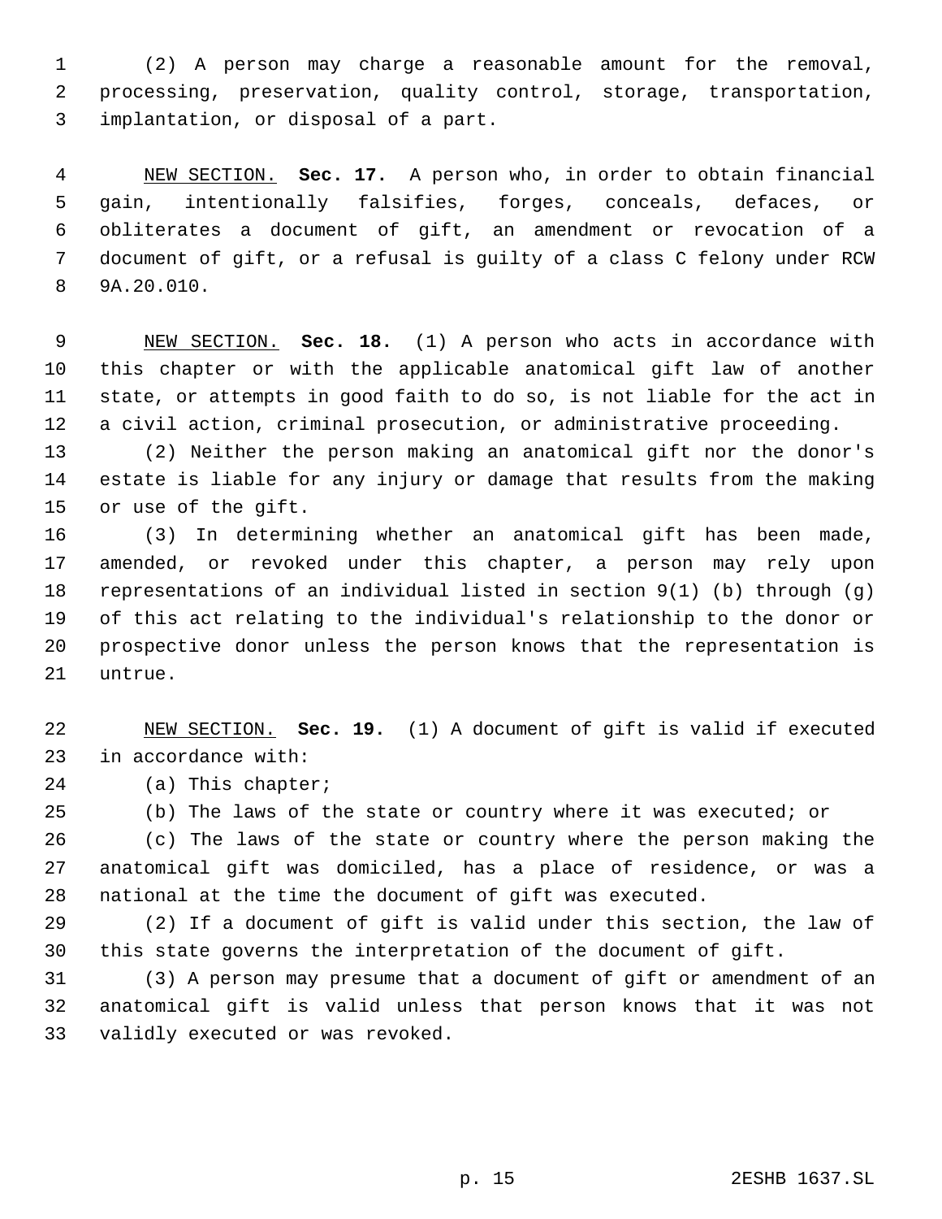(2) A person may charge a reasonable amount for the removal, processing, preservation, quality control, storage, transportation, implantation, or disposal of a part.

NEW SECTION. **Sec. 17.** A person who, in order to obtain financial gain, intentionally falsifies, forges, conceals, defaces, or obliterates a document of gift, an amendment or revocation of a document of gift, or a refusal is guilty of a class C felony under RCW 9A.20.010.

NEW SECTION. **Sec. 18.** (1) A person who acts in accordance with this chapter or with the applicable anatomical gift law of another state, or attempts in good faith to do so, is not liable for the act in a civil action, criminal prosecution, or administrative proceeding.

(2) Neither the person making an anatomical gift nor the donor's estate is liable for any injury or damage that results from the making or use of the gift.

(3) In determining whether an anatomical gift has been made, amended, or revoked under this chapter, a person may rely upon representations of an individual listed in section 9(1) (b) through (g) of this act relating to the individual's relationship to the donor or prospective donor unless the person knows that the representation is untrue.

NEW SECTION. **Sec. 19.** (1) A document of gift is valid if executed in accordance with:

(a) This chapter;

(b) The laws of the state or country where it was executed; or

(c) The laws of the state or country where the person making the anatomical gift was domiciled, has a place of residence, or was a national at the time the document of gift was executed.

(2) If a document of gift is valid under this section, the law of this state governs the interpretation of the document of gift.

(3) A person may presume that a document of gift or amendment of an anatomical gift is valid unless that person knows that it was not validly executed or was revoked.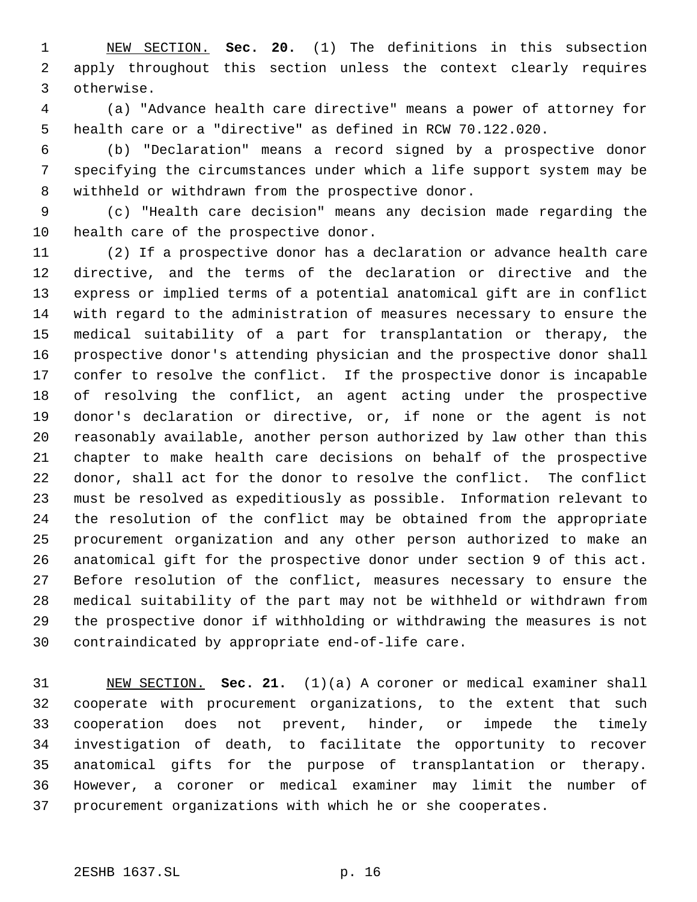NEW SECTION. **Sec. 20.** (1) The definitions in this subsection apply throughout this section unless the context clearly requires otherwise.

(a) "Advance health care directive" means a power of attorney for health care or a "directive" as defined in RCW 70.122.020.

(b) "Declaration" means a record signed by a prospective donor specifying the circumstances under which a life support system may be withheld or withdrawn from the prospective donor.

(c) "Health care decision" means any decision made regarding the health care of the prospective donor.

(2) If a prospective donor has a declaration or advance health care directive, and the terms of the declaration or directive and the express or implied terms of a potential anatomical gift are in conflict with regard to the administration of measures necessary to ensure the medical suitability of a part for transplantation or therapy, the prospective donor's attending physician and the prospective donor shall confer to resolve the conflict. If the prospective donor is incapable of resolving the conflict, an agent acting under the prospective donor's declaration or directive, or, if none or the agent is not reasonably available, another person authorized by law other than this chapter to make health care decisions on behalf of the prospective donor, shall act for the donor to resolve the conflict. The conflict must be resolved as expeditiously as possible. Information relevant to the resolution of the conflict may be obtained from the appropriate procurement organization and any other person authorized to make an anatomical gift for the prospective donor under section 9 of this act. Before resolution of the conflict, measures necessary to ensure the medical suitability of the part may not be withheld or withdrawn from the prospective donor if withholding or withdrawing the measures is not contraindicated by appropriate end-of-life care.

NEW SECTION. **Sec. 21.** (1)(a) A coroner or medical examiner shall cooperate with procurement organizations, to the extent that such cooperation does not prevent, hinder, or impede the timely investigation of death, to facilitate the opportunity to recover anatomical gifts for the purpose of transplantation or therapy. However, a coroner or medical examiner may limit the number of procurement organizations with which he or she cooperates.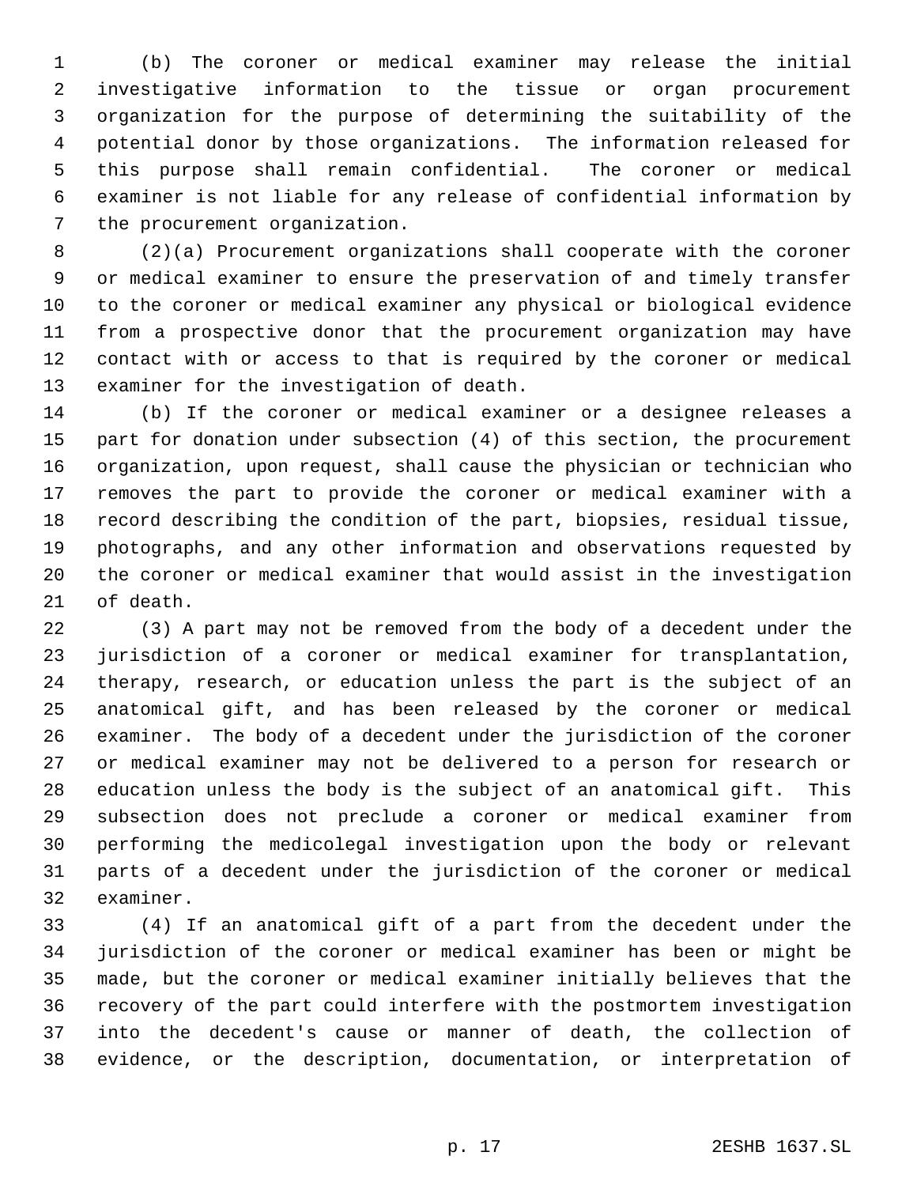(b) The coroner or medical examiner may release the initial investigative information to the tissue or organ procurement organization for the purpose of determining the suitability of the potential donor by those organizations. The information released for this purpose shall remain confidential. The coroner or medical examiner is not liable for any release of confidential information by the procurement organization.

(2)(a) Procurement organizations shall cooperate with the coroner or medical examiner to ensure the preservation of and timely transfer to the coroner or medical examiner any physical or biological evidence from a prospective donor that the procurement organization may have contact with or access to that is required by the coroner or medical examiner for the investigation of death.

(b) If the coroner or medical examiner or a designee releases a part for donation under subsection (4) of this section, the procurement organization, upon request, shall cause the physician or technician who removes the part to provide the coroner or medical examiner with a record describing the condition of the part, biopsies, residual tissue, photographs, and any other information and observations requested by the coroner or medical examiner that would assist in the investigation of death.

(3) A part may not be removed from the body of a decedent under the jurisdiction of a coroner or medical examiner for transplantation, therapy, research, or education unless the part is the subject of an anatomical gift, and has been released by the coroner or medical examiner. The body of a decedent under the jurisdiction of the coroner or medical examiner may not be delivered to a person for research or education unless the body is the subject of an anatomical gift. This subsection does not preclude a coroner or medical examiner from performing the medicolegal investigation upon the body or relevant parts of a decedent under the jurisdiction of the coroner or medical examiner.

(4) If an anatomical gift of a part from the decedent under the jurisdiction of the coroner or medical examiner has been or might be made, but the coroner or medical examiner initially believes that the recovery of the part could interfere with the postmortem investigation into the decedent's cause or manner of death, the collection of evidence, or the description, documentation, or interpretation of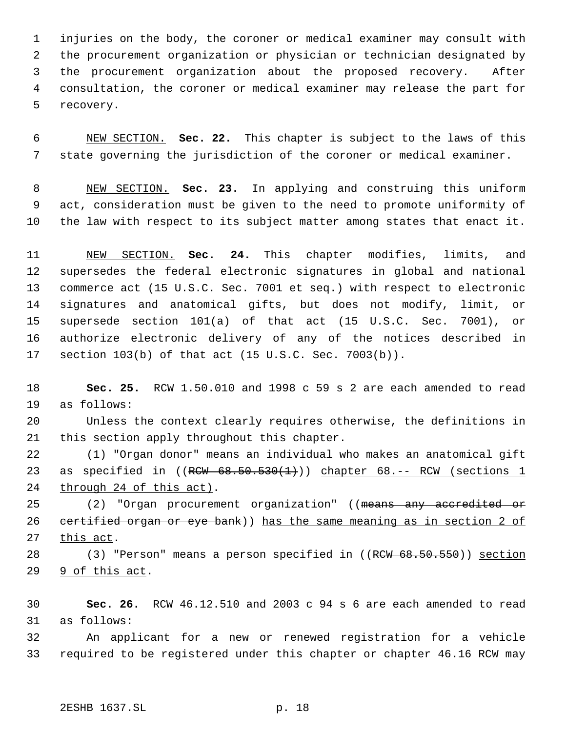injuries on the body, the coroner or medical examiner may consult with the procurement organization or physician or technician designated by the procurement organization about the proposed recovery. After consultation, the coroner or medical examiner may release the part for recovery.

NEW SECTION. **Sec. 22.** This chapter is subject to the laws of this state governing the jurisdiction of the coroner or medical examiner.

NEW SECTION. **Sec. 23.** In applying and construing this uniform act, consideration must be given to the need to promote uniformity of the law with respect to its subject matter among states that enact it.

NEW SECTION. **Sec. 24.** This chapter modifies, limits, and supersedes the federal electronic signatures in global and national commerce act (15 U.S.C. Sec. 7001 et seq.) with respect to electronic signatures and anatomical gifts, but does not modify, limit, or supersede section 101(a) of that act (15 U.S.C. Sec. 7001), or authorize electronic delivery of any of the notices described in section 103(b) of that act (15 U.S.C. Sec. 7003(b)).

**Sec. 25.** RCW 1.50.010 and 1998 c 59 s 2 are each amended to read as follows:

Unless the context clearly requires otherwise, the definitions in this section apply throughout this chapter.

(1) "Organ donor" means an individual who makes an anatomical gift as specified in ((~~RCW 68.50.530(1)~~)) chapter 68.-- RCW (sections 1 through 24 of this act).

(2) "Organ procurement organization" ((~~means any accredited or certified organ or eye bank~~)) has the same meaning as in section 2 of this act.

(3) "Person" means a person specified in ((~~RCW 68.50.550~~)) section 9 of this act.

**Sec. 26.** RCW 46.12.510 and 2003 c 94 s 6 are each amended to read as follows:

An applicant for a new or renewed registration for a vehicle required to be registered under this chapter or chapter 46.16 RCW may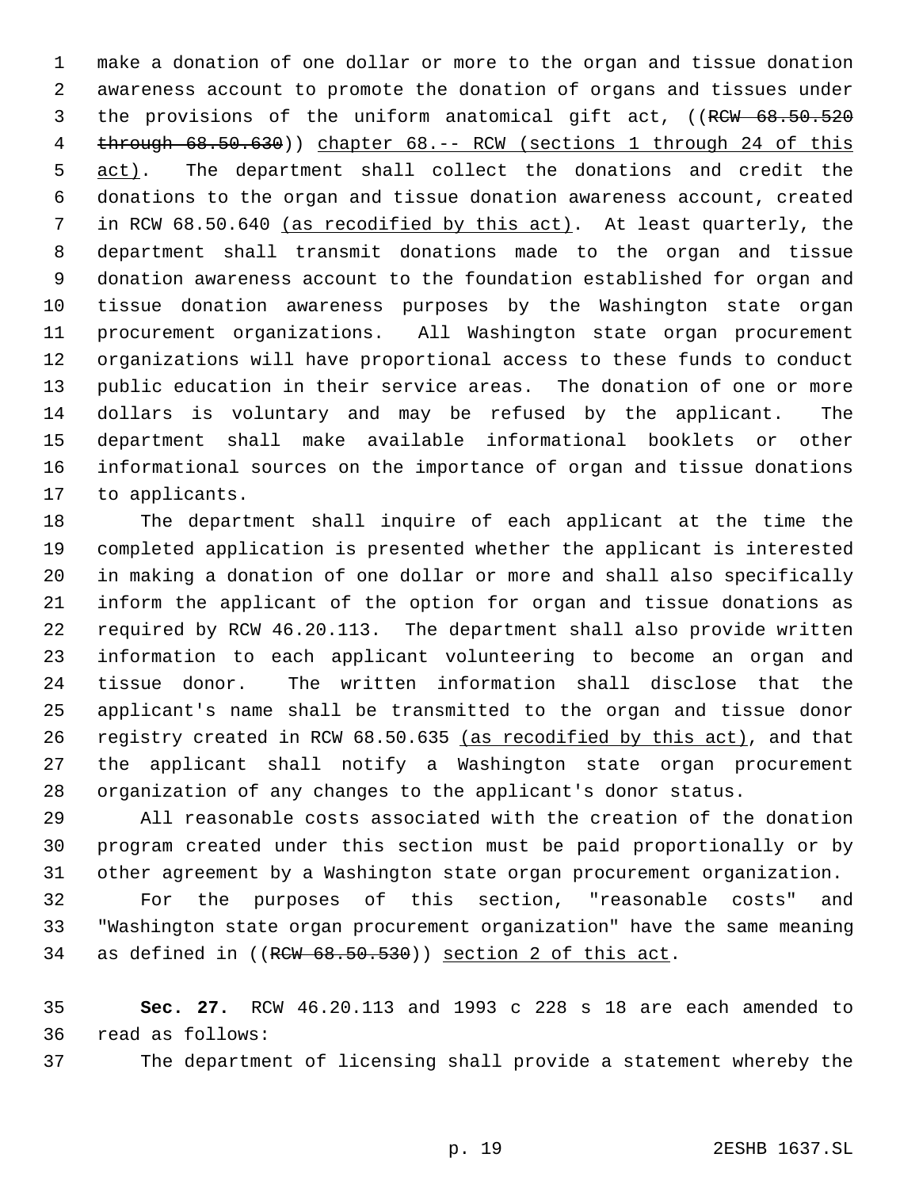make a donation of one dollar or more to the organ and tissue donation awareness account to promote the donation of organs and tissues under the provisions of the uniform anatomical gift act, ((~~RCW 68.50.520 through 68.50.630~~)) <u>chapter 68.-- RCW (sections 1 through 24 of this act)</u>. The department shall collect the donations and credit the donations to the organ and tissue donation awareness account, created in RCW 68.50.640 <u>(as recodified by this act)</u>. At least quarterly, the department shall transmit donations made to the organ and tissue donation awareness account to the foundation established for organ and tissue donation awareness purposes by the Washington state organ procurement organizations. All Washington state organ procurement organizations will have proportional access to these funds to conduct public education in their service areas. The donation of one or more dollars is voluntary and may be refused by the applicant. The department shall make available informational booklets or other informational sources on the importance of organ and tissue donations to applicants.

The department shall inquire of each applicant at the time the completed application is presented whether the applicant is interested in making a donation of one dollar or more and shall also specifically inform the applicant of the option for organ and tissue donations as required by RCW 46.20.113. The department shall also provide written information to each applicant volunteering to become an organ and tissue donor. The written information shall disclose that the applicant's name shall be transmitted to the organ and tissue donor registry created in RCW 68.50.635 <u>(as recodified by this act)</u>, and that the applicant shall notify a Washington state organ procurement organization of any changes to the applicant's donor status.

All reasonable costs associated with the creation of the donation program created under this section must be paid proportionally or by other agreement by a Washington state organ procurement organization.

For the purposes of this section, "reasonable costs" and "Washington state organ procurement organization" have the same meaning as defined in ((~~RCW 68.50.530~~)) <u>section 2 of this act</u>.

**Sec. 27.** RCW 46.20.113 and 1993 c 228 s 18 are each amended to read as follows:

The department of licensing shall provide a statement whereby the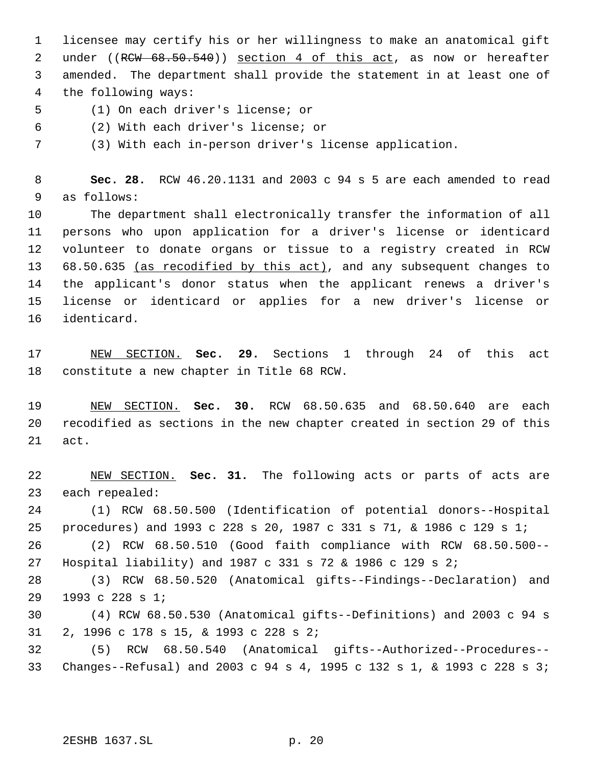licensee may certify his or her willingness to make an anatomical gift under ((~~RCW 68.50.540~~)) <u>section 4 of this act</u>, as now or hereafter amended. The department shall provide the statement in at least one of the following ways:

(1) On each driver's license; or

(2) With each driver's license; or

(3) With each in-person driver's license application.

**Sec. 28.** RCW 46.20.1131 and 2003 c 94 s 5 are each amended to read as follows:

The department shall electronically transfer the information of all persons who upon application for a driver's license or identicard volunteer to donate organs or tissue to a registry created in RCW 68.50.635 <u>(as recodified by this act)</u>, and any subsequent changes to the applicant's donor status when the applicant renews a driver's license or identicard or applies for a new driver's license or identicard.

<u>NEW SECTION.</u> **Sec. 29.** Sections 1 through 24 of this act constitute a new chapter in Title 68 RCW.

<u>NEW SECTION.</u> **Sec. 30.** RCW 68.50.635 and 68.50.640 are each recodified as sections in the new chapter created in section 29 of this act.

<u>NEW SECTION.</u> **Sec. 31.** The following acts or parts of acts are each repealed:

(1) RCW 68.50.500 (Identification of potential donors--Hospital procedures) and 1993 c 228 s 20, 1987 c 331 s 71, & 1986 c 129 s 1;

(2) RCW 68.50.510 (Good faith compliance with RCW 68.50.500--Hospital liability) and 1987 c 331 s 72 & 1986 c 129 s 2;

(3) RCW 68.50.520 (Anatomical gifts--Findings--Declaration) and 1993 c 228 s 1;

(4) RCW 68.50.530 (Anatomical gifts--Definitions) and 2003 c 94 s 2, 1996 c 178 s 15, & 1993 c 228 s 2;

(5) RCW 68.50.540 (Anatomical gifts--Authorized--Procedures--Changes--Refusal) and 2003 c 94 s 4, 1995 c 132 s 1, & 1993 c 228 s 3;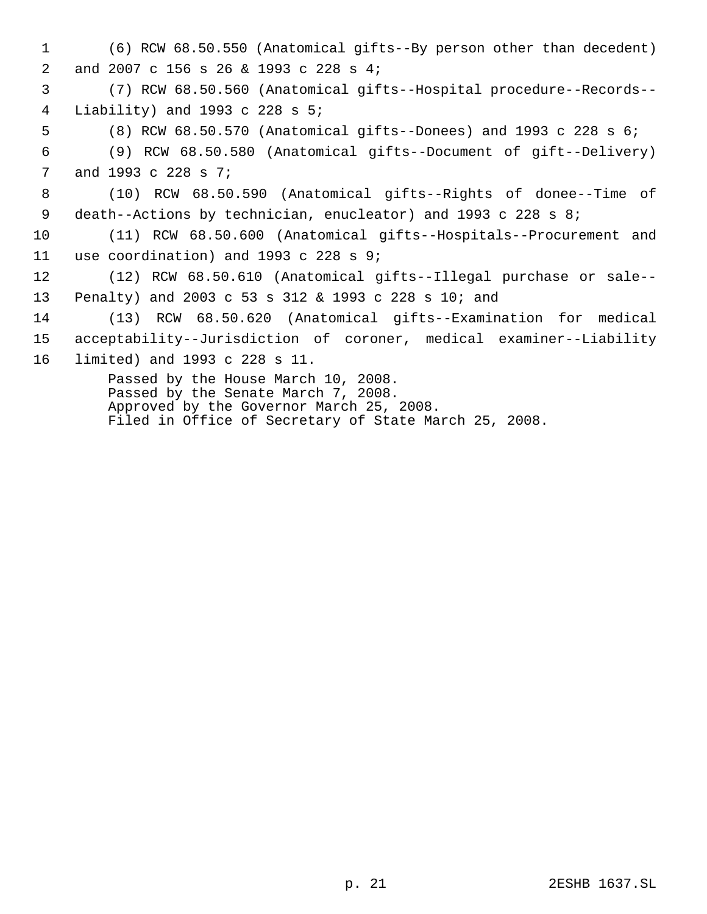(6) RCW 68.50.550 (Anatomical gifts--By person other than decedent) and 2007 c 156 s 26 & 1993 c 228 s 4;

(7) RCW 68.50.560 (Anatomical gifts--Hospital procedure--Records--Liability) and 1993 c 228 s 5;

(8) RCW 68.50.570 (Anatomical gifts--Donees) and 1993 c 228 s 6;

(9) RCW 68.50.580 (Anatomical gifts--Document of gift--Delivery) and 1993 c 228 s 7;

(10) RCW 68.50.590 (Anatomical gifts--Rights of donee--Time of death--Actions by technician, enucleator) and 1993 c 228 s 8;

(11) RCW 68.50.600 (Anatomical gifts--Hospitals--Procurement and use coordination) and 1993 c 228 s 9;

(12) RCW 68.50.610 (Anatomical gifts--Illegal purchase or sale--Penalty) and 2003 c 53 s 312 & 1993 c 228 s 10; and

(13) RCW 68.50.620 (Anatomical gifts--Examination for medical acceptability--Jurisdiction of coroner, medical examiner--Liability limited) and 1993 c 228 s 11.

Passed by the House March 10, 2008.
Passed by the Senate March 7, 2008.
Approved by the Governor March 25, 2008.
Filed in Office of Secretary of State March 25, 2008.